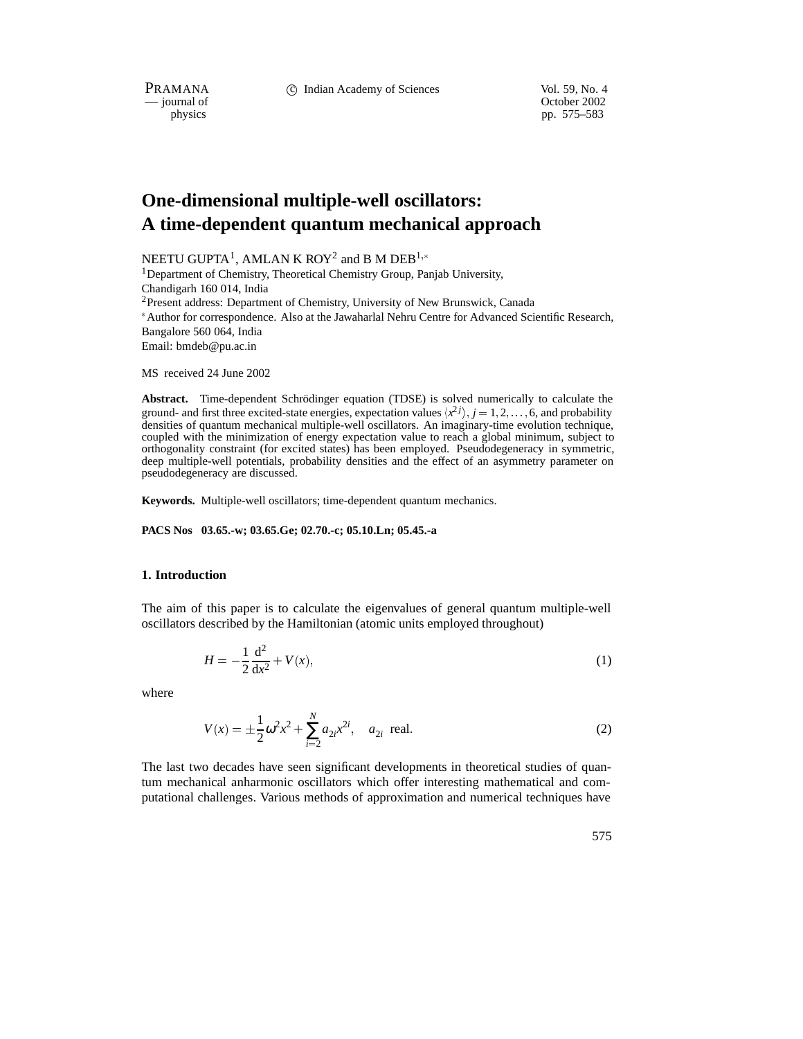# One-dimensional multiple-well oscillators: A time-dependent quantum mechanical approach

NEETU GUPTA[1], AMLAN K ROY[2] and B M DEB[1,*]

[1]Department of Chemistry, Theoretical Chemistry Group, Panjab University, Chandigarh 160 014, India

[2]Present address: Department of Chemistry, University of New Brunswick, Canada

[*]Author for correspondence. Also at the Jawaharlal Nehru Centre for Advanced Scientific Research, Bangalore 560 064, India

Email: bmdeb@pu.ac.in

MS received 24 June 2002

**Abstract.** Time-dependent Schrödinger equation (TDSE) is solved numerically to calculate the ground- and first three excited-state energies, expectation values $\langle x^{2j} \rangle$, $j = 1, 2, \ldots, 6$, and probability densities of quantum mechanical multiple-well oscillators. An imaginary-time evolution technique, coupled with the minimization of energy expectation value to reach a global minimum, subject to orthogonality constraint (for excited states) has been employed. Pseudodegeneracy in symmetric, deep multiple-well potentials, probability densities and the effect of an asymmetry parameter on pseudodegeneracy are discussed.

**Keywords.** Multiple-well oscillators; time-dependent quantum mechanics.

**PACS Nos 03.65.-w; 03.65.Ge; 02.70.-c; 05.10.Ln; 05.45.-a**

## 1. Introduction

The aim of this paper is to calculate the eigenvalues of general quantum multiple-well oscillators described by the Hamiltonian (atomic units employed throughout)

$$H = -\frac{1}{2}\frac{\mathrm{d}^2}{\mathrm{d}x^2} + V(x), \tag{1}$$

where

$$V(x) = \pm\frac{1}{2}\omega^2 x^2 + \sum_{i=2}^{N} a_{2i} x^{2i}, \quad a_{2i} \text{ real.} \tag{2}$$

The last two decades have seen significant developments in theoretical studies of quantum mechanical anharmonic oscillators which offer interesting mathematical and computational challenges. Various methods of approximation and numerical techniques have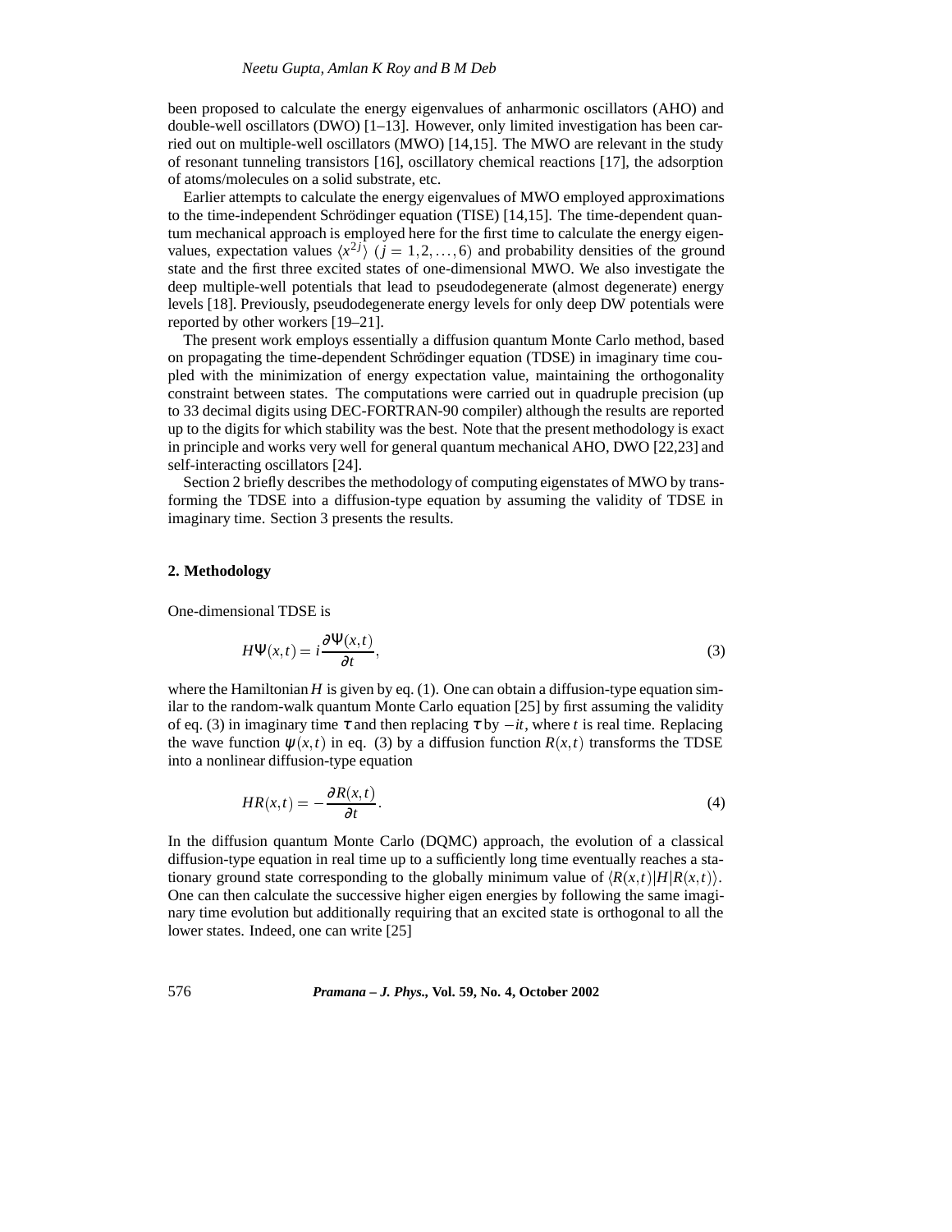been proposed to calculate the energy eigenvalues of anharmonic oscillators (AHO) and double-well oscillators (DWO) [1–13]. However, only limited investigation has been carried out on multiple-well oscillators (MWO) [14,15]. The MWO are relevant in the study of resonant tunneling transistors [16], oscillatory chemical reactions [17], the adsorption of atoms/molecules on a solid substrate, etc.

Earlier attempts to calculate the energy eigenvalues of MWO employed approximations to the time-independent Schrödinger equation (TISE) [14,15]. The time-dependent quantum mechanical approach is employed here for the first time to calculate the energy eigenvalues, expectation values $\langle x^{2j} \rangle$ $(j = 1, 2, \ldots, 6)$ and probability densities of the ground state and the first three excited states of one-dimensional MWO. We also investigate the deep multiple-well potentials that lead to pseudodegenerate (almost degenerate) energy levels [18]. Previously, pseudodegenerate energy levels for only deep DW potentials were reported by other workers [19–21].

The present work employs essentially a diffusion quantum Monte Carlo method, based on propagating the time-dependent Schrödinger equation (TDSE) in imaginary time coupled with the minimization of energy expectation value, maintaining the orthogonality constraint between states. The computations were carried out in quadruple precision (up to 33 decimal digits using DEC-FORTRAN-90 compiler) although the results are reported up to the digits for which stability was the best. Note that the present methodology is exact in principle and works very well for general quantum mechanical AHO, DWO [22,23] and self-interacting oscillators [24].

Section 2 briefly describes the methodology of computing eigenstates of MWO by transforming the TDSE into a diffusion-type equation by assuming the validity of TDSE in imaginary time. Section 3 presents the results.

## 2. Methodology

One-dimensional TDSE is

$$H\Psi(x,t) = i\frac{\partial \Psi(x,t)}{\partial t}, \tag{3}$$

where the Hamiltonian $H$ is given by eq. (1). One can obtain a diffusion-type equation similar to the random-walk quantum Monte Carlo equation [25] by first assuming the validity of eq. (3) in imaginary time $\tau$ and then replacing $\tau$ by $-it$, where $t$ is real time. Replacing the wave function $\psi(x,t)$ in eq. (3) by a diffusion function $R(x,t)$ transforms the TDSE into a nonlinear diffusion-type equation

$$HR(x,t) = -\frac{\partial R(x,t)}{\partial t}. \tag{4}$$

In the diffusion quantum Monte Carlo (DQMC) approach, the evolution of a classical diffusion-type equation in real time up to a sufficiently long time eventually reaches a stationary ground state corresponding to the globally minimum value of $\langle R(x,t)|H|R(x,t)\rangle$. One can then calculate the successive higher eigen energies by following the same imaginary time evolution but additionally requiring that an excited state is orthogonal to all the lower states. Indeed, one can write [25]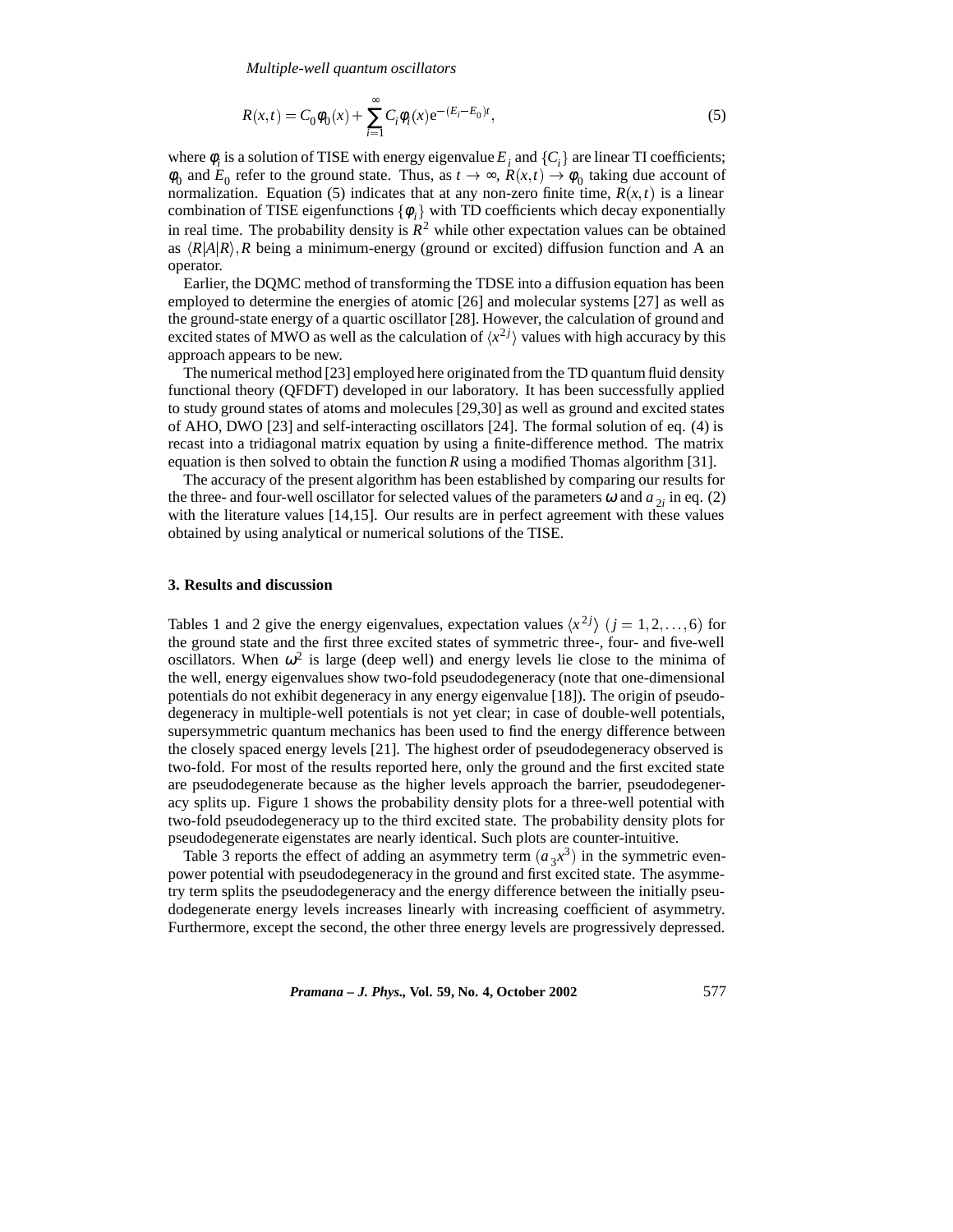$$R(x,t) = C_0\phi_0(x) + \sum_{i=1}^{\infty} C_i\phi_i(x)\mathrm{e}^{-(E_i - E_0)t}, \tag{5}$$

where $\phi_i$ is a solution of TISE with energy eigenvalue $E_i$ and $\{C_i\}$ are linear TI coefficients; $\phi_0$ and $E_0$ refer to the ground state. Thus, as $t \to \infty$, $R(x,t) \to \phi_0$ taking due account of normalization. Equation (5) indicates that at any non-zero finite time, $R(x,t)$ is a linear combination of TISE eigenfunctions $\{\phi_i\}$ with TD coefficients which decay exponentially in real time. The probability density is $R^2$ while other expectation values can be obtained as $\langle R|A|R\rangle, R$ being a minimum-energy (ground or excited) diffusion function and A an operator.

Earlier, the DQMC method of transforming the TDSE into a diffusion equation has been employed to determine the energies of atomic [26] and molecular systems [27] as well as the ground-state energy of a quartic oscillator [28]. However, the calculation of ground and excited states of MWO as well as the calculation of $\langle x^{2j}\rangle$ values with high accuracy by this approach appears to be new.

The numerical method [23] employed here originated from the TD quantum fluid density functional theory (QFDFT) developed in our laboratory. It has been successfully applied to study ground states of atoms and molecules [29,30] as well as ground and excited states of AHO, DWO [23] and self-interacting oscillators [24]. The formal solution of eq. (4) is recast into a tridiagonal matrix equation by using a finite-difference method. The matrix equation is then solved to obtain the function $R$ using a modified Thomas algorithm [31].

The accuracy of the present algorithm has been established by comparing our results for the three- and four-well oscillator for selected values of the parameters $\omega$ and $a_{2i}$ in eq. (2) with the literature values [14,15]. Our results are in perfect agreement with these values obtained by using analytical or numerical solutions of the TISE.

## 3. Results and discussion

Tables 1 and 2 give the energy eigenvalues, expectation values $\langle x^{2j}\rangle$ $(j = 1, 2, \ldots, 6)$ for the ground state and the first three excited states of symmetric three-, four- and five-well oscillators. When $\omega^2$ is large (deep well) and energy levels lie close to the minima of the well, energy eigenvalues show two-fold pseudodegeneracy (note that one-dimensional potentials do not exhibit degeneracy in any energy eigenvalue [18]). The origin of pseudodegeneracy in multiple-well potentials is not yet clear; in case of double-well potentials, supersymmetric quantum mechanics has been used to find the energy difference between the closely spaced energy levels [21]. The highest order of pseudodegeneracy observed is two-fold. For most of the results reported here, only the ground and the first excited state are pseudodegenerate because as the higher levels approach the barrier, pseudodegeneracy splits up. Figure 1 shows the probability density plots for a three-well potential with two-fold pseudodegeneracy up to the third excited state. The probability density plots for pseudodegenerate eigenstates are nearly identical. Such plots are counter-intuitive.

Table 3 reports the effect of adding an asymmetry term $(a_3x^3)$ in the symmetric even-power potential with pseudodegeneracy in the ground and first excited state. The asymmetry term splits the pseudodegeneracy and the energy difference between the initially pseudodegenerate energy levels increases linearly with increasing coefficient of asymmetry. Furthermore, except the second, the other three energy levels are progressively depressed.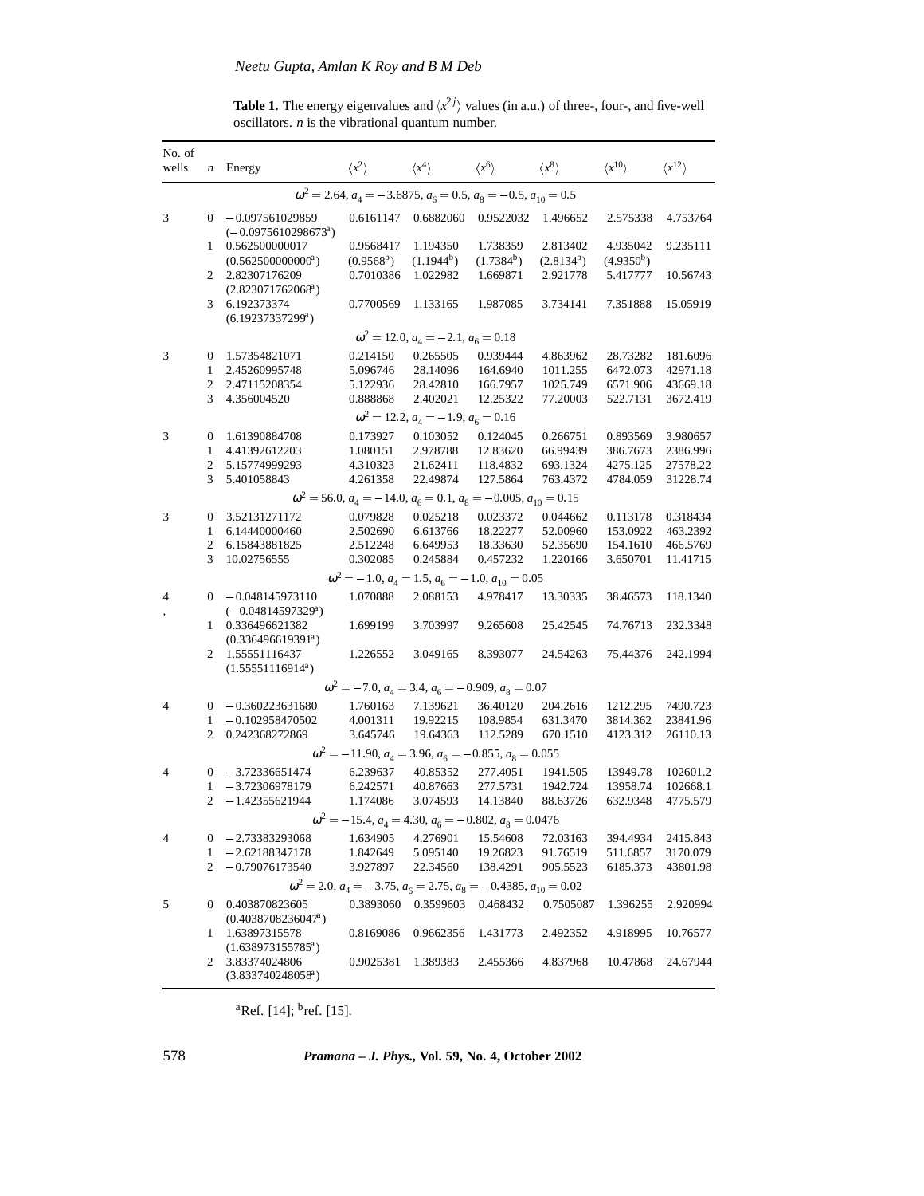**Table 1.** The energy eigenvalues and $\langle x^{2j}\rangle$ values (in a.u.) of three-, four-, and five-well oscillators. $n$ is the vibrational quantum number.

| No. of wells | $n$ | Energy | $\langle x^2\rangle$ | $\langle x^4\rangle$ | $\langle x^6\rangle$ | $\langle x^8\rangle$ | $\langle x^{10}\rangle$ | $\langle x^{12}\rangle$ |
|---|---|---|---|---|---|---|---|---|
| | | $\omega^2 = 2.64,\ a_4 = -3.6875,\ a_6 = 0.5,\ a_8 = -0.5,\ a_{10} = 0.5$ | | | | | | |
| 3 | 0 | $-0.097561029859$ ($-0.0975610298673$[a]) | 0.6161147 | 0.6882060 | 0.9522032 | 1.496652 | 2.575338 | 4.753764 |
| | 1 | 0.562500000017 (0.562500000000[a]) | 0.9568417 (0.9568[b]) | 1.194350 (1.1944[b]) | 1.738359 (1.7384[b]) | 2.813402 (2.8134[b]) | 4.935042 (4.9350[b]) | 9.235111 |
| | 2 | 2.82307176209 (2.823071762068[a]) | 0.7010386 | 1.022982 | 1.669871 | 2.921778 | 5.417777 | 10.56743 |
| | 3 | 6.192373374 (6.19237337299[a]) | 0.7700569 | 1.133165 | 1.987085 | 3.734141 | 7.351888 | 15.05919 |
| | | $\omega^2 = 12.0,\ a_4 = -2.1,\ a_6 = 0.18$ | | | | | | |
| 3 | 0 | 1.57354821071 | 0.214150 | 0.265505 | 0.939444 | 4.863962 | 28.73282 | 181.6096 |
| | 1 | 2.45260995748 | 5.096746 | 28.14096 | 164.6940 | 1011.255 | 6472.073 | 42971.18 |
| | 2 | 2.47115208354 | 5.122936 | 28.42810 | 166.7957 | 1025.749 | 6571.906 | 43669.18 |
| | 3 | 4.356004520 | 0.888868 | 2.402021 | 12.25322 | 77.20003 | 522.7131 | 3672.419 |
| | | $\omega^2 = 12.2,\ a_4 = -1.9,\ a_6 = 0.16$ | | | | | | |
| 3 | 0 | 1.61390884708 | 0.173927 | 0.103052 | 0.124045 | 0.266751 | 0.893569 | 3.980657 |
| | 1 | 4.41392612203 | 1.080151 | 2.978788 | 12.83620 | 66.99439 | 386.7673 | 2386.996 |
| | 2 | 5.15774999293 | 4.310323 | 21.62411 | 118.4832 | 693.1324 | 4275.125 | 27578.22 |
| | 3 | 5.401058843 | 4.261358 | 22.49874 | 127.5864 | 763.4372 | 4784.059 | 31228.74 |
| | | $\omega^2 = 56.0,\ a_4 = -14.0,\ a_6 = 0.1,\ a_8 = -0.005,\ a_{10} = 0.15$ | | | | | | |
| 3 | 0 | 3.52131271172 | 0.079828 | 0.025218 | 0.023372 | 0.044662 | 0.113178 | 0.318434 |
| | 1 | 6.14440000460 | 2.502690 | 6.613766 | 18.22277 | 52.00960 | 153.0922 | 463.2392 |
| | 2 | 6.15843881825 | 2.512248 | 6.649953 | 18.33630 | 52.35690 | 154.1610 | 466.5769 |
| | 3 | 10.02756555 | 0.302085 | 0.245884 | 0.457232 | 1.220166 | 3.650701 | 11.41715 |
| | | $\omega^2 = -1.0,\ a_4 = 1.5,\ a_6 = -1.0,\ a_{10} = 0.05$ | | | | | | |
| 4 | 0 | $-0.048145973110$ ($-0.04814597329$[a]) | 1.070888 | 2.088153 | 4.978417 | 13.30335 | 38.46573 | 118.1340 |
| | 1 | 0.336496621382 (0.336496619391[a]) | 1.699199 | 3.703997 | 9.265608 | 25.42545 | 74.76713 | 232.3348 |
| | 2 | 1.55551116437 (1.55551116914[a]) | 1.226552 | 3.049165 | 8.393077 | 24.54263 | 75.44376 | 242.1994 |
| | | $\omega^2 = -7.0,\ a_4 = 3.4,\ a_6 = -0.909,\ a_8 = 0.07$ | | | | | | |
| 4 | 0 | $-0.360223631680$ | 1.760163 | 7.139621 | 36.40120 | 204.2616 | 1212.295 | 7490.723 |
| | 1 | $-0.102958470502$ | 4.001311 | 19.92215 | 108.9854 | 631.3470 | 3814.362 | 23841.96 |
| | 2 | 0.242368272869 | 3.645746 | 19.64363 | 112.5289 | 670.1510 | 4123.312 | 26110.13 |
| | | $\omega^2 = -11.90,\ a_4 = 3.96,\ a_6 = -0.855,\ a_8 = 0.055$ | | | | | | |
| 4 | 0 | $-3.72336651474$ | 6.239637 | 40.85352 | 277.4051 | 1941.505 | 13949.78 | 102601.2 |
| | 1 | $-3.72306978179$ | 6.242571 | 40.87663 | 277.5731 | 1942.724 | 13958.74 | 102668.1 |
| | 2 | $-1.42355621944$ | 1.174086 | 3.074593 | 14.13840 | 88.63726 | 632.9348 | 4775.579 |
| | | $\omega^2 = -15.4,\ a_4 = 4.30,\ a_6 = -0.802,\ a_8 = 0.0476$ | | | | | | |
| 4 | 0 | $-2.73383293068$ | 1.634905 | 4.276901 | 15.54608 | 72.03163 | 394.4934 | 2415.843 |
| | 1 | $-2.62188347178$ | 1.842649 | 5.095140 | 19.26823 | 91.76519 | 511.6857 | 3170.079 |
| | 2 | $-0.79076173540$ | 3.927897 | 22.34560 | 138.4291 | 905.5523 | 6185.373 | 43801.98 |
| | | $\omega^2 = 2.0,\ a_4 = -3.75,\ a_6 = 2.75,\ a_8 = -0.4385,\ a_{10} = 0.02$ | | | | | | |
| 5 | 0 | 0.403870823605 (0.4038708236047[a]) | 0.3893060 | 0.3599603 | 0.468432 | 0.7505087 | 1.396255 | 2.920994 |
| | 1 | 1.63897315578 (1.638973155785[a]) | 0.8169086 | 0.9662356 | 1.431773 | 2.492352 | 4.918995 | 10.76577 |
| | 2 | 3.83374024806 (3.833740248058[a]) | 0.9025381 | 1.389383 | 2.455366 | 4.837968 | 10.47868 | 24.67944 |

[a]Ref. [14]; [b]ref. [15].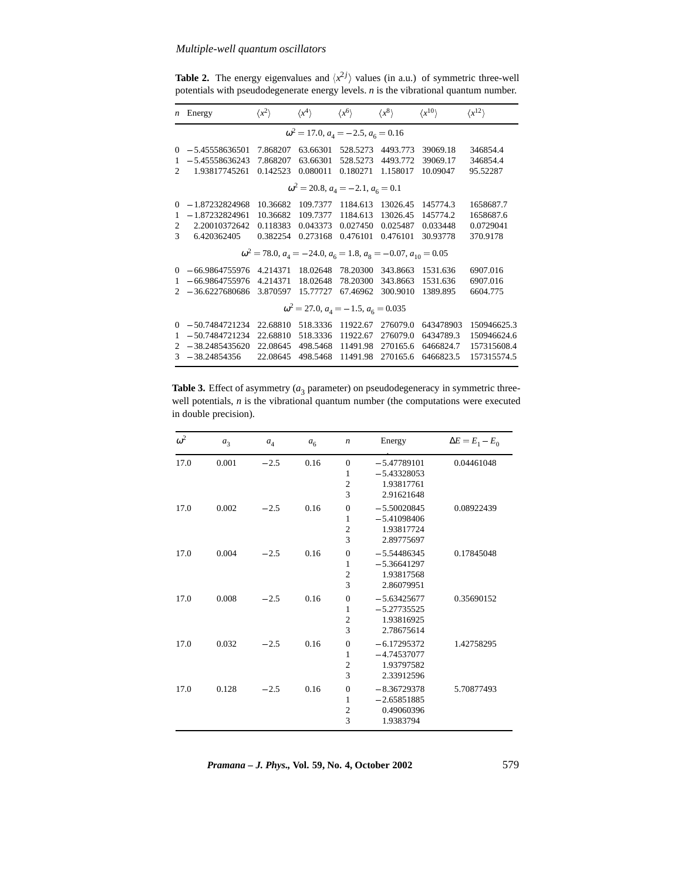**Table 2.** The energy eigenvalues and $\langle x^{2j} \rangle$ values (in a.u.) of symmetric three-well potentials with pseudodegenerate energy levels. $n$ is the vibrational quantum number.

| $n$ | Energy | $\langle x^2 \rangle$ | $\langle x^4 \rangle$ | $\langle x^6 \rangle$ | $\langle x^8 \rangle$ | $\langle x^{10} \rangle$ | $\langle x^{12} \rangle$ |
|---|---|---|---|---|---|---|---|
| | | | $\omega^2 = 17.0$, $a_4 = -2.5$, $a_6 = 0.16$ | | | | |
| 0 | −5.45558636501 | 7.868207 | 63.66301 | 528.5273 | 4493.773 | 39069.18 | 346854.4 |
| 1 | −5.45558636243 | 7.868207 | 63.66301 | 528.5273 | 4493.772 | 39069.17 | 346854.4 |
| 2 | 1.93817745261 | 0.142523 | 0.080011 | 0.180271 | 1.158017 | 10.09047 | 95.52287 |
| | | | $\omega^2 = 20.8$, $a_4 = -2.1$, $a_6 = 0.1$ | | | | |
| 0 | −1.87232824968 | 10.36682 | 109.7377 | 1184.613 | 13026.45 | 145774.3 | 1658687.7 |
| 1 | −1.87232824961 | 10.36682 | 109.7377 | 1184.613 | 13026.45 | 145774.2 | 1658687.6 |
| 2 | 2.20010372642 | 0.118383 | 0.043373 | 0.027450 | 0.025487 | 0.033448 | 0.0729041 |
| 3 | 6.420362405 | 0.382254 | 0.273168 | 0.476101 | 0.476101 | 30.93778 | 370.9178 |
| | | | $\omega^2 = 78.0$, $a_4 = -24.0$, $a_6 = 1.8$, $a_8 = -0.07$, $a_{10} = 0.05$ | | | | |
| 0 | −66.9864755976 | 4.214371 | 18.02648 | 78.20300 | 343.8663 | 1531.636 | 6907.016 |
| 1 | −66.9864755976 | 4.214371 | 18.02648 | 78.20300 | 343.8663 | 1531.636 | 6907.016 |
| 2 | −36.6227680686 | 3.870597 | 15.77727 | 67.46962 | 300.9010 | 1389.895 | 6604.775 |
| | | | $\omega^2 = 27.0$, $a_4 = -1.5$, $a_6 = 0.035$ | | | | |
| 0 | −50.7484721234 | 22.68810 | 518.3336 | 11922.67 | 276079.0 | 643478903 | 150946625.3 |
| 1 | −50.7484721234 | 22.68810 | 518.3336 | 11922.67 | 276079.0 | 6434789.3 | 150946624.6 |
| 2 | −38.2485435620 | 22.08645 | 498.5468 | 11491.98 | 270165.6 | 6466824.7 | 157315608.4 |
| 3 | −38.24854356 | 22.08645 | 498.5468 | 11491.98 | 270165.6 | 6466823.5 | 157315574.5 |

**Table 3.** Effect of asymmetry ($a_3$ parameter) on pseudodegeneracy in symmetric three-well potentials, $n$ is the vibrational quantum number (the computations were executed in double precision).

| $\omega^2$ | $a_3$ | $a_4$ | $a_6$ | $n$ | Energy | $\Delta E = E_1 - E_0$ |
|---|---|---|---|---|---|---|
| 17.0 | 0.001 | −2.5 | 0.16 | 0 | −5.47789101 | 0.04461048 |
| | | | | 1 | −5.43328053 | |
| | | | | 2 | 1.93817761 | |
| | | | | 3 | 2.91621648 | |
| 17.0 | 0.002 | −2.5 | 0.16 | 0 | −5.50020845 | 0.08922439 |
| | | | | 1 | −5.41098406 | |
| | | | | 2 | 1.93817724 | |
| | | | | 3 | 2.89775697 | |
| 17.0 | 0.004 | −2.5 | 0.16 | 0 | −5.54486345 | 0.17845048 |
| | | | | 1 | −5.36641297 | |
| | | | | 2 | 1.93817568 | |
| | | | | 3 | 2.86079951 | |
| 17.0 | 0.008 | −2.5 | 0.16 | 0 | −5.63425677 | 0.35690152 |
| | | | | 1 | −5.27735525 | |
| | | | | 2 | 1.93816925 | |
| | | | | 3 | 2.78675614 | |
| 17.0 | 0.032 | −2.5 | 0.16 | 0 | −6.17295372 | 1.42758295 |
| | | | | 1 | −4.74537077 | |
| | | | | 2 | 1.93797582 | |
| | | | | 3 | 2.33912596 | |
| 17.0 | 0.128 | −2.5 | 0.16 | 0 | −8.36729378 | 5.70877493 |
| | | | | 1 | −2.65851885 | |
| | | | | 2 | 0.49060396 | |
| | | | | 3 | 1.9383794 | |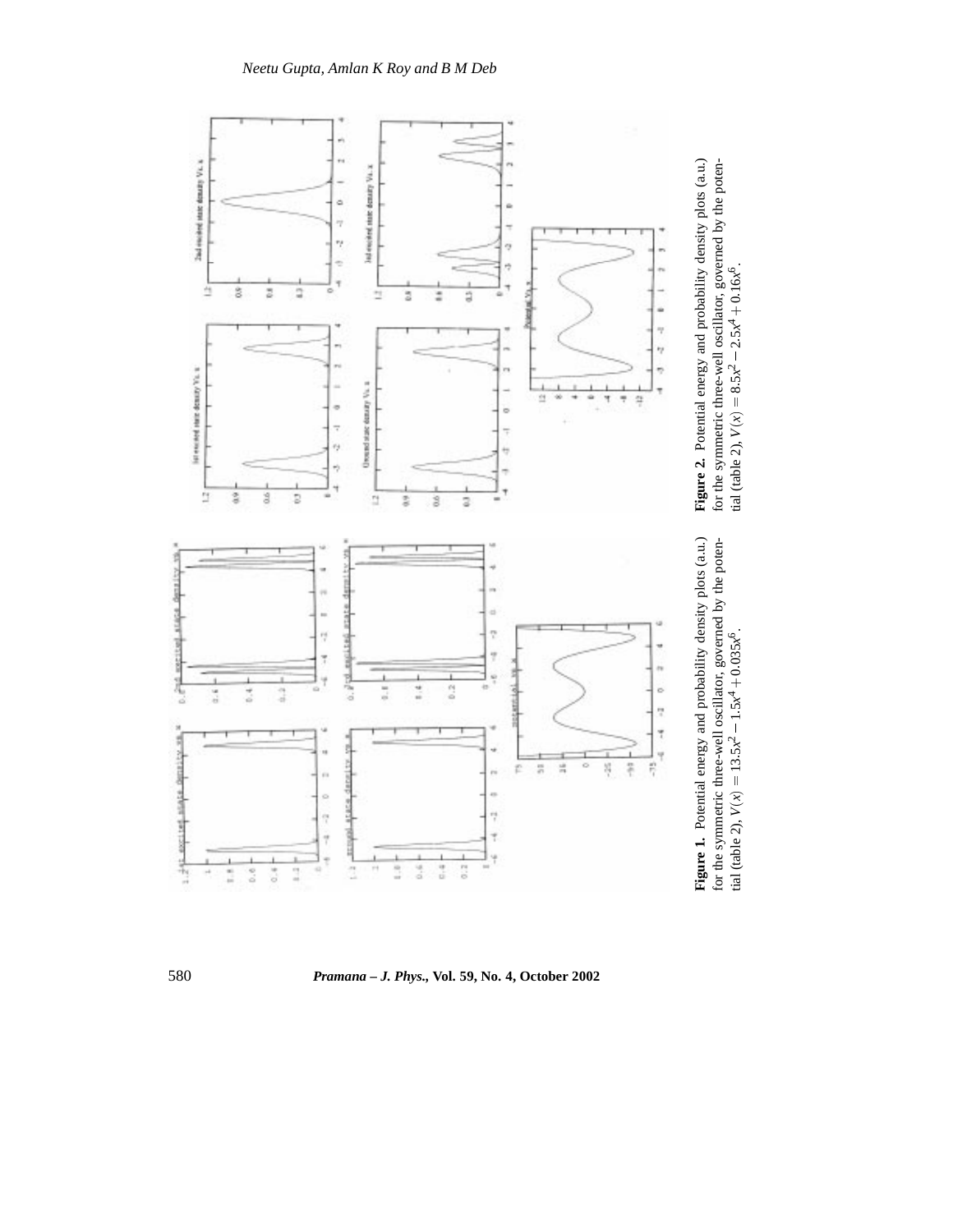**Figure 1.** Potential energy and probability density plots (a.u.) for the symmetric three-well oscillator, governed by the potential (table 2), $V(x) = 13.5x^2 - 1.5x^4 + 0.035x^6$.

**Figure 2.** Potential energy and probability density plots (a.u.) for the symmetric three-well oscillator, governed by the potential (table 2), $V(x) = 8.5x^2 - 2.5x^4 + 0.16x^6$.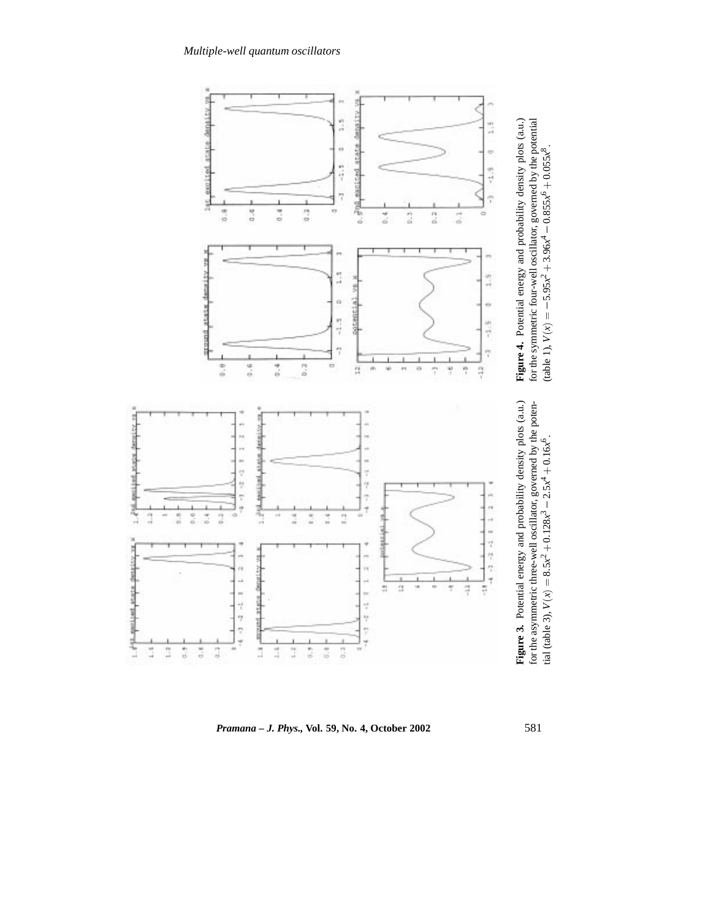**Figure 3.** Potential energy and probability density plots (a.u.) for the asymmetric three-well oscillator, governed by the potential (table 3), $V(x) = 8.5x^2 + 0.128x^3 - 2.5x^4 + 0.16x^6$.

**Figure 4.** Potential energy and probability density plots (a.u.) for the symmetric four-well oscillator, governed by the potential (table 1), $V(x) = -5.95x^2 + 3.96x^4 - 0.855x^6 + 0.055x^8$.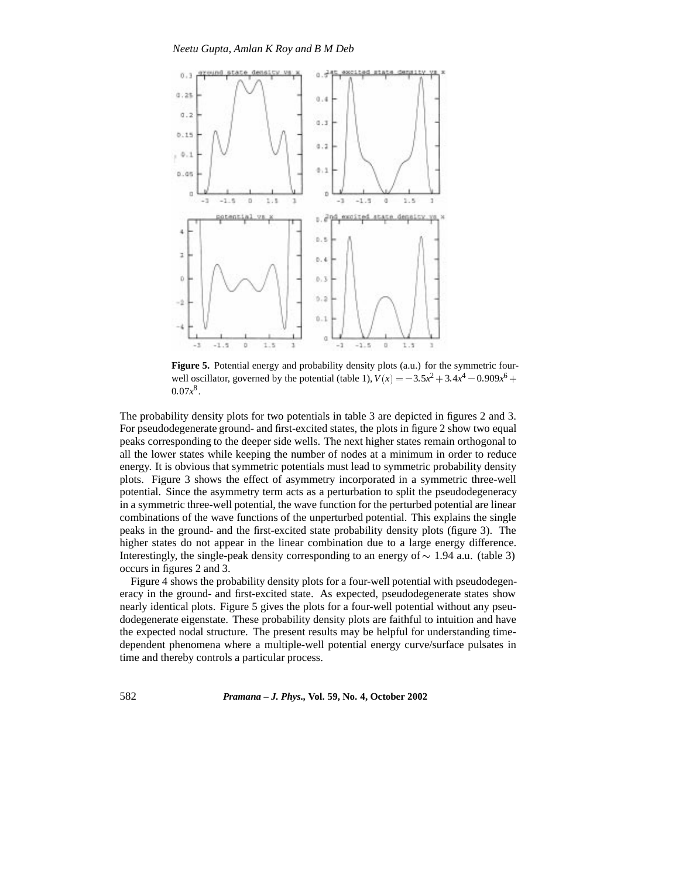**Figure 5.** Potential energy and probability density plots (a.u.) for the symmetric four-well oscillator, governed by the potential (table 1), $V(x) = -3.5x^2 + 3.4x^4 - 0.909x^6 + 0.07x^8$.

The probability density plots for two potentials in table 3 are depicted in figures 2 and 3. For pseudodegenerate ground- and first-excited states, the plots in figure 2 show two equal peaks corresponding to the deeper side wells. The next higher states remain orthogonal to all the lower states while keeping the number of nodes at a minimum in order to reduce energy. It is obvious that symmetric potentials must lead to symmetric probability density plots. Figure 3 shows the effect of asymmetry incorporated in a symmetric three-well potential. Since the asymmetry term acts as a perturbation to split the pseudodegeneracy in a symmetric three-well potential, the wave function for the perturbed potential are linear combinations of the wave functions of the unperturbed potential. This explains the single peaks in the ground- and the first-excited state probability density plots (figure 3). The higher states do not appear in the linear combination due to a large energy difference. Interestingly, the single-peak density corresponding to an energy of $\sim$ 1.94 a.u. (table 3) occurs in figures 2 and 3.

Figure 4 shows the probability density plots for a four-well potential with pseudodegeneracy in the ground- and first-excited state. As expected, pseudodegenerate states show nearly identical plots. Figure 5 gives the plots for a four-well potential without any pseudodegenerate eigenstate. These probability density plots are faithful to intuition and have the expected nodal structure. The present results may be helpful for understanding time-dependent phenomena where a multiple-well potential energy curve/surface pulsates in time and thereby controls a particular process.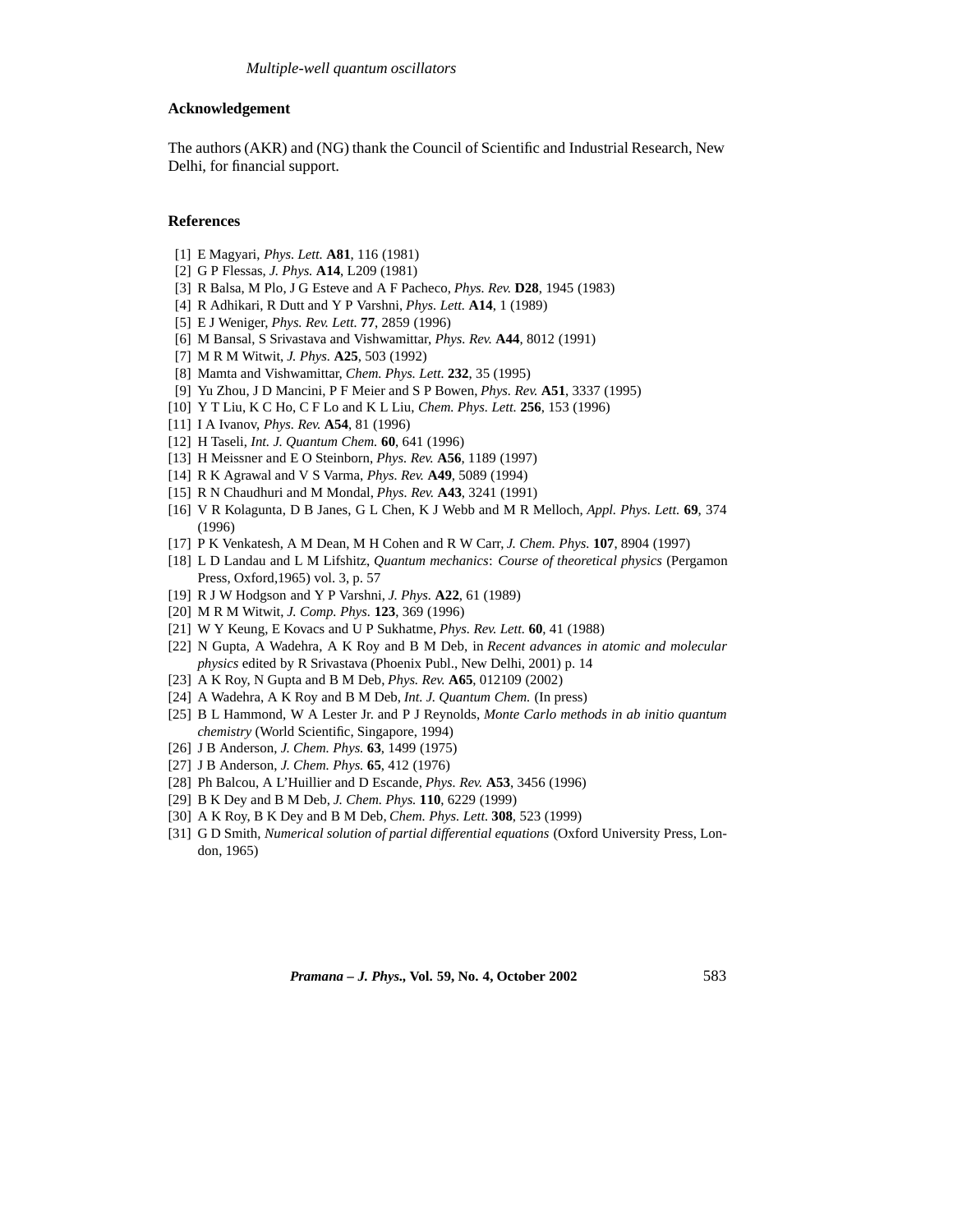## Acknowledgement

The authors (AKR) and (NG) thank the Council of Scientific and Industrial Research, New Delhi, for financial support.

## References

[1] E Magyari, *Phys. Lett.* **A81**, 116 (1981)
[2] G P Flessas, *J. Phys.* **A14**, L209 (1981)
[3] R Balsa, M Plo, J G Esteve and A F Pacheco, *Phys. Rev.* **D28**, 1945 (1983)
[4] R Adhikari, R Dutt and Y P Varshni, *Phys. Lett.* **A14**, 1 (1989)
[5] E J Weniger, *Phys. Rev. Lett.* **77**, 2859 (1996)
[6] M Bansal, S Srivastava and Vishwamittar, *Phys. Rev.* **A44**, 8012 (1991)
[7] M R M Witwit, *J. Phys.* **A25**, 503 (1992)
[8] Mamta and Vishwamittar, *Chem. Phys. Lett.* **232**, 35 (1995)
[9] Yu Zhou, J D Mancini, P F Meier and S P Bowen, *Phys. Rev.* **A51**, 3337 (1995)
[10] Y T Liu, K C Ho, C F Lo and K L Liu, *Chem. Phys. Lett.* **256**, 153 (1996)
[11] I A Ivanov, *Phys. Rev.* **A54**, 81 (1996)
[12] H Taseli, *Int. J. Quantum Chem.* **60**, 641 (1996)
[13] H Meissner and E O Steinborn, *Phys. Rev.* **A56**, 1189 (1997)
[14] R K Agrawal and V S Varma, *Phys. Rev.* **A49**, 5089 (1994)
[15] R N Chaudhuri and M Mondal, *Phys. Rev.* **A43**, 3241 (1991)
[16] V R Kolagunta, D B Janes, G L Chen, K J Webb and M R Melloch, *Appl. Phys. Lett.* **69**, 374 (1996)
[17] P K Venkatesh, A M Dean, M H Cohen and R W Carr, *J. Chem. Phys.* **107**, 8904 (1997)
[18] L D Landau and L M Lifshitz, *Quantum mechanics*: *Course of theoretical physics* (Pergamon Press, Oxford,1965) vol. 3, p. 57
[19] R J W Hodgson and Y P Varshni, *J. Phys.* **A22**, 61 (1989)
[20] M R M Witwit, *J. Comp. Phys.* **123**, 369 (1996)
[21] W Y Keung, E Kovacs and U P Sukhatme, *Phys. Rev. Lett.* **60**, 41 (1988)
[22] N Gupta, A Wadehra, A K Roy and B M Deb, in *Recent advances in atomic and molecular physics* edited by R Srivastava (Phoenix Publ., New Delhi, 2001) p. 14
[23] A K Roy, N Gupta and B M Deb, *Phys. Rev.* **A65**, 012109 (2002)
[24] A Wadehra, A K Roy and B M Deb, *Int. J. Quantum Chem.* (In press)
[25] B L Hammond, W A Lester Jr. and P J Reynolds, *Monte Carlo methods in ab initio quantum chemistry* (World Scientific, Singapore, 1994)
[26] J B Anderson, *J. Chem. Phys.* **63**, 1499 (1975)
[27] J B Anderson, *J. Chem. Phys.* **65**, 412 (1976)
[28] Ph Balcou, A L'Huillier and D Escande, *Phys. Rev.* **A53**, 3456 (1996)
[29] B K Dey and B M Deb, *J. Chem. Phys.* **110**, 6229 (1999)
[30] A K Roy, B K Dey and B M Deb, *Chem. Phys. Lett.* **308**, 523 (1999)
[31] G D Smith, *Numerical solution of partial differential equations* (Oxford University Press, London, 1965)